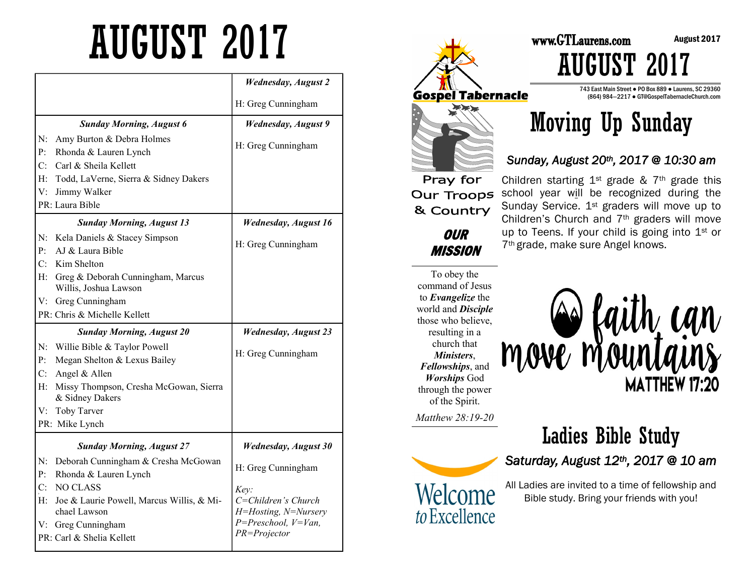# AUGUST 2017

| | Wednesday, August 2 |
|---|---|
| | H: Greg Cunningham |
| ***Sunday Morning, August 6***<br>N: Amy Burton & Debra Holmes<br>P: Rhonda & Lauren Lynch<br>C: Carl & Sheila Kellett<br>H: Todd, LaVerne, Sierra & Sidney Dakers<br>V: Jimmy Walker<br>PR: Laura Bible | ***Wednesday, August 9***<br>H: Greg Cunningham |
| ***Sunday Morning, August 13***<br>N: Kela Daniels & Stacey Simpson<br>P: AJ & Laura Bible<br>C: Kim Shelton<br>H: Greg & Deborah Cunningham, Marcus Willis, Joshua Lawson<br>V: Greg Cunningham<br>PR: Chris & Michelle Kellett | ***Wednesday, August 16***<br>H: Greg Cunningham |
| ***Sunday Morning, August 20***<br>N: Willie Bible & Taylor Powell<br>P: Megan Shelton & Lexus Bailey<br>C: Angel & Allen<br>H: Missy Thompson, Cresha McGowan, Sierra & Sidney Dakers<br>V: Toby Tarver<br>PR: Mike Lynch | ***Wednesday, August 23***<br>H: Greg Cunningham |
| ***Sunday Morning, August 27***<br>N: Deborah Cunningham & Cresha McGowan<br>P: Rhonda & Lauren Lynch<br>C: NO CLASS<br>H: Joe & Laurie Powell, Marcus Willis, & Michael Lawson<br>V: Greg Cunningham<br>PR: Carl & Shelia Kellett | ***Wednesday, August 30***<br>H: Greg Cunningham<br>*Key:*<br>*C=Children's Church*<br>*H=Hosting, N=Nursery*<br>*P=Preschool, V=Van,*<br>*PR=Projector* |

Gospel Tabernacle

www.GTLaurens.com

August 2017

# AUGUST 2017

743 East Main Street ● PO Box 889 ● Laurens, SC 29360
(864) 984—2217 ● GT@GospelTabernacleChurch.com

Pray for Our Troops & Country

## OUR MISSION

To obey the command of Jesus to ***Evangelize*** the world and ***Disciple*** those who believe, resulting in a church that ***Ministers***, ***Fellowships***, and ***Worships*** God through the power of the Spirit.

*Matthew 28:19-20*

## Moving Up Sunday

***Sunday, August 20th, 2017 @ 10:30 am***

Children starting 1st grade & 7th grade this school year will be recognized during the Sunday Service. 1st graders will move up to Children's Church and 7th graders will move up to Teens. If your child is going into 1st or 7th grade, make sure Angel knows.

faith can move mountains
MATTHEW 17:20

## Ladies Bible Study

***Saturday, August 12th, 2017 @ 10 am***

All Ladies are invited to a time of fellowship and Bible study. Bring your friends with you!

Welcome *to* Excellence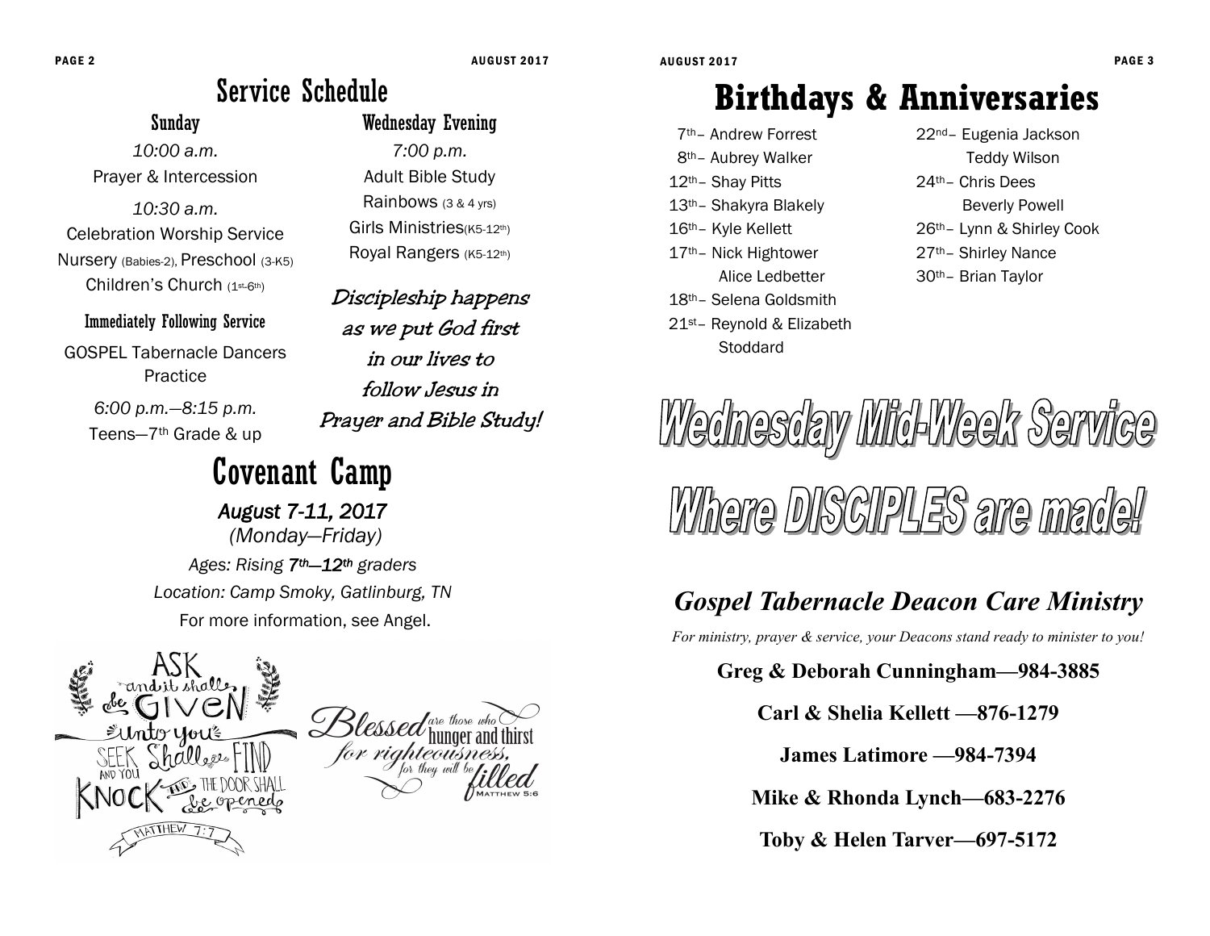## Service Schedule

### Sunday

*10:00 a.m.*

Prayer & Intercession

*10:30 a.m.*

Celebration Worship Service

Nursery (Babies-2), Preschool (3-K5)

Children's Church (1st-6th)

### Immediately Following Service

GOSPEL Tabernacle Dancers Practice

*6:00 p.m.—8:15 p.m.*

Teens—7th Grade & up

### Wednesday Evening

*7:00 p.m.*

Adult Bible Study

Rainbows (3 & 4 yrs)

Girls Ministries(K5-12th)

Royal Rangers (K5-12th)

*Discipleship happens as we put God first in our lives to follow Jesus in Prayer and Bible Study!*

## Covenant Camp

***August 7-11, 2017***

*(Monday—Friday)*

*Ages: Rising 7th—12th graders*

*Location: Camp Smoky, Gatlinburg, TN*

For more information, see Angel.

ASK and it shall be GIVEN unto you; SEEK and you shall FIND; KNOCK and THE DOOR SHALL be opened

MATTHEW 7:7

Blessed are those who hunger and thirst for righteousness, for they will be filled

MATTHEW 5:6

# Birthdays & Anniversaries

7th– Andrew Forrest
8th– Aubrey Walker
12th– Shay Pitts
13th– Shakyra Blakely
16th– Kyle Kellett
17th– Nick Hightower
Alice Ledbetter
18th– Selena Goldsmith
21st– Reynold & Elizabeth Stoddard
22nd– Eugenia Jackson
Teddy Wilson
24th– Chris Dees
Beverly Powell
26th– Lynn & Shirley Cook
27th– Shirley Nance
30th– Brian Taylor

# Wednesday Mid-Week Service

# Where DISCIPLES are made!

## *Gospel Tabernacle Deacon Care Ministry*

*For ministry, prayer & service, your Deacons stand ready to minister to you!*

**Greg & Deborah Cunningham—984-3885**

**Carl & Shelia Kellett —876-1279**

**James Latimore —984-7394**

**Mike & Rhonda Lynch—683-2276**

**Toby & Helen Tarver—697-5172**